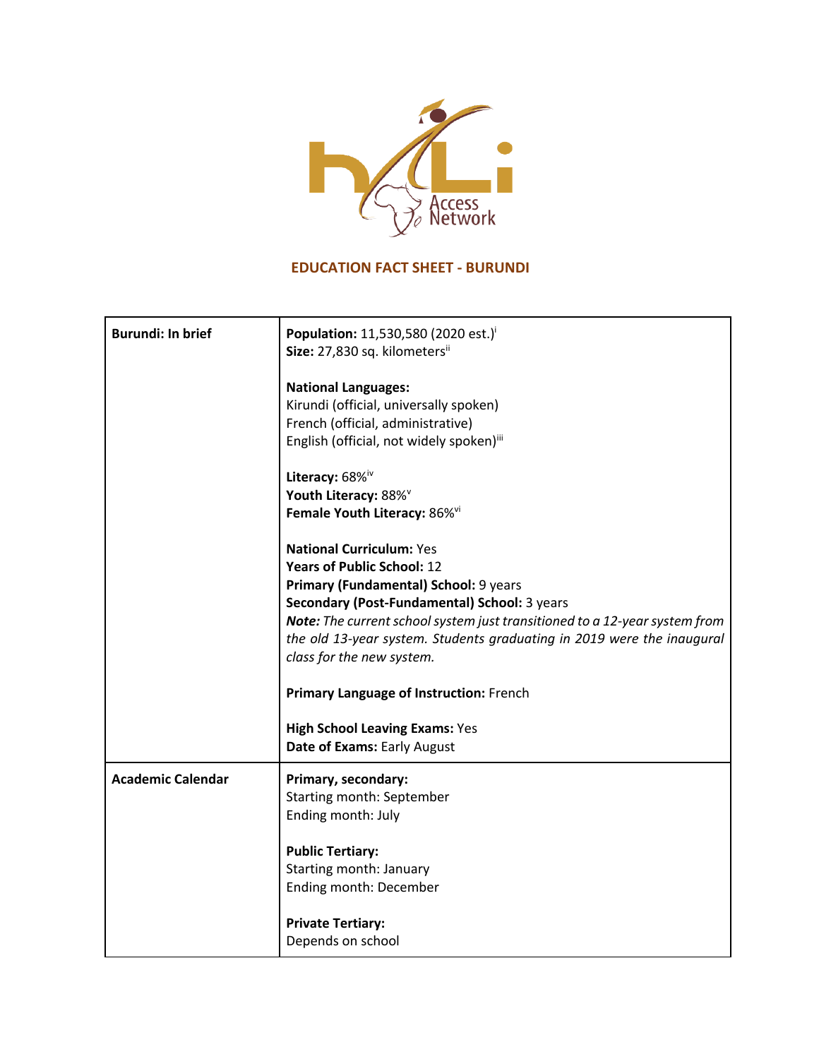## EDUCATION FACT SHEET - BURUNDI

| | |
|---|---|
| **Burundi: In brief** | **Population:** 11,530,580 (2020 est.)[i]<br>**Size:** 27,830 sq. kilometers[ii]<br><br>**National Languages:**<br>Kirundi (official, universally spoken)<br>French (official, administrative)<br>English (official, not widely spoken)[iii]<br><br>**Literacy:** 68%[iv]<br>**Youth Literacy:** 88%[v]<br>**Female Youth Literacy:** 86%[vi]<br><br>**National Curriculum:** Yes<br>**Years of Public School:** 12<br>**Primary (Fundamental) School:** 9 years<br>**Secondary (Post-Fundamental) School:** 3 years<br>***Note:*** *The current school system just transitioned to a 12-year system from the old 13-year system. Students graduating in 2019 were the inaugural class for the new system.*<br><br>**Primary Language of Instruction:** French<br><br>**High School Leaving Exams:** Yes<br>**Date of Exams:** Early August |
| **Academic Calendar** | **Primary, secondary:**<br>Starting month: September<br>Ending month: July<br><br>**Public Tertiary:**<br>Starting month: January<br>Ending month: December<br><br>**Private Tertiary:**<br>Depends on school |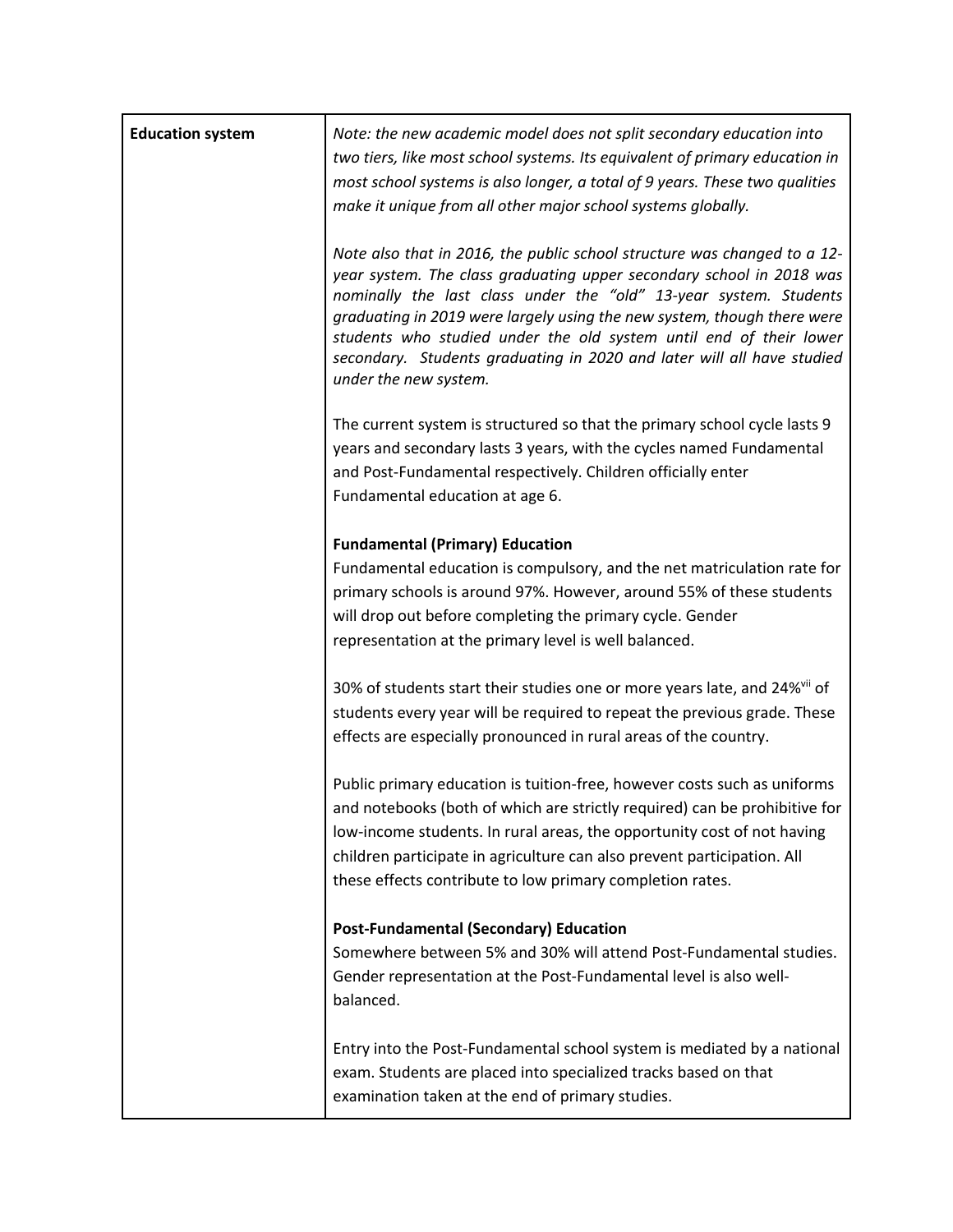| | |
|---|---|
| **Education system** | *Note: the new academic model does not split secondary education into two tiers, like most school systems. Its equivalent of primary education in most school systems is also longer, a total of 9 years. These two qualities make it unique from all other major school systems globally.*<br><br>*Note also that in 2016, the public school structure was changed to a 12-year system. The class graduating upper secondary school in 2018 was nominally the last class under the "old" 13-year system. Students graduating in 2019 were largely using the new system, though there were students who studied under the old system until end of their lower secondary. Students graduating in 2020 and later will all have studied under the new system.*<br><br>The current system is structured so that the primary school cycle lasts 9 years and secondary lasts 3 years, with the cycles named Fundamental and Post-Fundamental respectively. Children officially enter Fundamental education at age 6.<br><br>**Fundamental (Primary) Education**<br>Fundamental education is compulsory, and the net matriculation rate for primary schools is around 97%. However, around 55% of these students will drop out before completing the primary cycle. Gender representation at the primary level is well balanced.<br><br>30% of students start their studies one or more years late, and 24%[vii] of students every year will be required to repeat the previous grade. These effects are especially pronounced in rural areas of the country.<br><br>Public primary education is tuition-free, however costs such as uniforms and notebooks (both of which are strictly required) can be prohibitive for low-income students. In rural areas, the opportunity cost of not having children participate in agriculture can also prevent participation. All these effects contribute to low primary completion rates.<br><br>**Post-Fundamental (Secondary) Education**<br>Somewhere between 5% and 30% will attend Post-Fundamental studies. Gender representation at the Post-Fundamental level is also well-balanced.<br><br>Entry into the Post-Fundamental school system is mediated by a national exam. Students are placed into specialized tracks based on that examination taken at the end of primary studies. |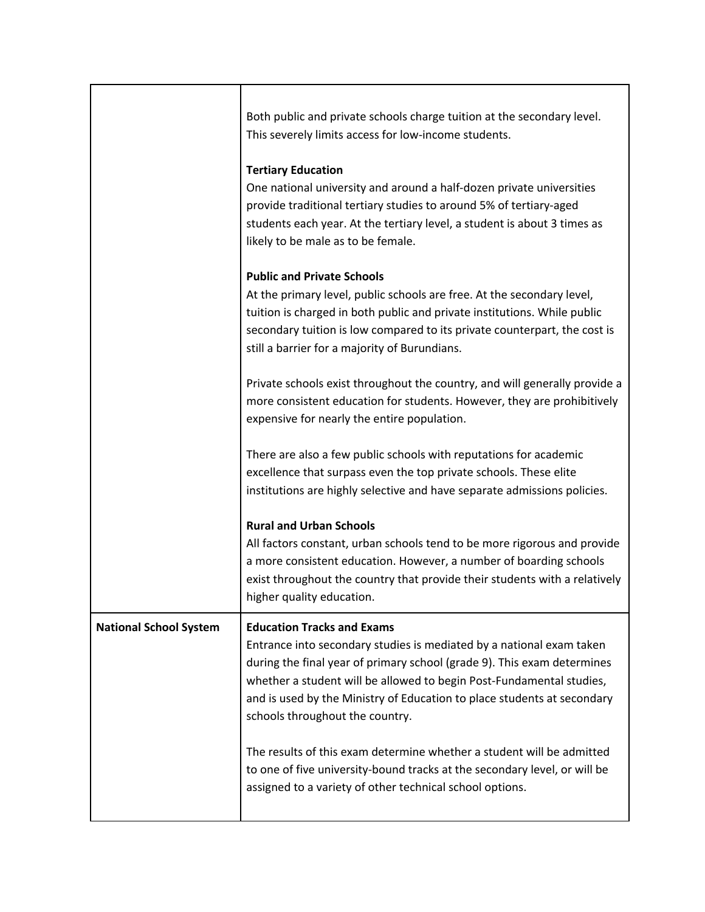| | |
|---|---|
| | Both public and private schools charge tuition at the secondary level. This severely limits access for low-income students.<br><br>**Tertiary Education**<br>One national university and around a half-dozen private universities provide traditional tertiary studies to around 5% of tertiary-aged students each year. At the tertiary level, a student is about 3 times as likely to be male as to be female.<br><br>**Public and Private Schools**<br>At the primary level, public schools are free. At the secondary level, tuition is charged in both public and private institutions. While public secondary tuition is low compared to its private counterpart, the cost is still a barrier for a majority of Burundians.<br><br>Private schools exist throughout the country, and will generally provide a more consistent education for students. However, they are prohibitively expensive for nearly the entire population.<br><br>There are also a few public schools with reputations for academic excellence that surpass even the top private schools. These elite institutions are highly selective and have separate admissions policies.<br><br>**Rural and Urban Schools**<br>All factors constant, urban schools tend to be more rigorous and provide a more consistent education. However, a number of boarding schools exist throughout the country that provide their students with a relatively higher quality education. |
| **National School System** | **Education Tracks and Exams**<br>Entrance into secondary studies is mediated by a national exam taken during the final year of primary school (grade 9). This exam determines whether a student will be allowed to begin Post-Fundamental studies, and is used by the Ministry of Education to place students at secondary schools throughout the country.<br><br>The results of this exam determine whether a student will be admitted to one of five university-bound tracks at the secondary level, or will be assigned to a variety of other technical school options. |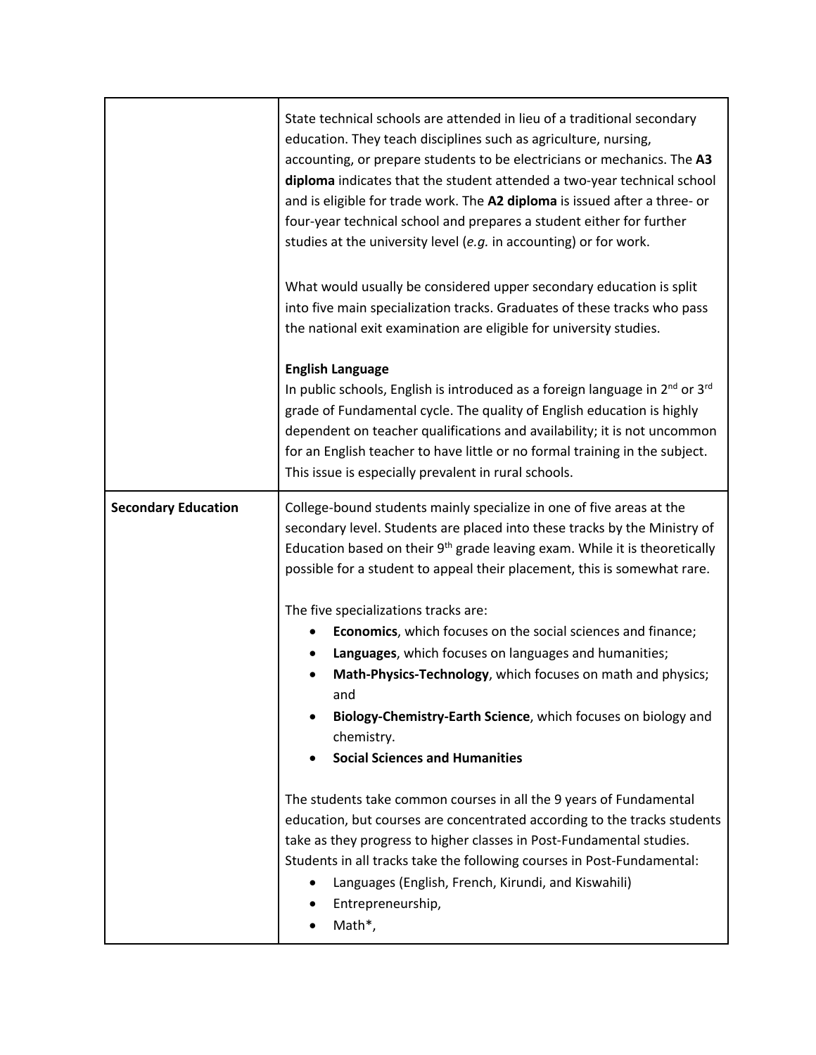| | |
|---|---|
| | State technical schools are attended in lieu of a traditional secondary education. They teach disciplines such as agriculture, nursing, accounting, or prepare students to be electricians or mechanics. The **A3 diploma** indicates that the student attended a two-year technical school and is eligible for trade work. The **A2 diploma** is issued after a three- or four-year technical school and prepares a student either for further studies at the university level (*e.g.* in accounting) or for work.<br><br>What would usually be considered upper secondary education is split into five main specialization tracks. Graduates of these tracks who pass the national exit examination are eligible for university studies.<br><br>**English Language**<br>In public schools, English is introduced as a foreign language in 2nd or 3rd grade of Fundamental cycle. The quality of English education is highly dependent on teacher qualifications and availability; it is not uncommon for an English teacher to have little or no formal training in the subject. This issue is especially prevalent in rural schools. |
| **Secondary Education** | College-bound students mainly specialize in one of five areas at the secondary level. Students are placed into these tracks by the Ministry of Education based on their 9th grade leaving exam. While it is theoretically possible for a student to appeal their placement, this is somewhat rare.<br><br>The five specializations tracks are:<br>• **Economics**, which focuses on the social sciences and finance;<br>• **Languages**, which focuses on languages and humanities;<br>• **Math-Physics-Technology**, which focuses on math and physics; and<br>• **Biology-Chemistry-Earth Science**, which focuses on biology and chemistry.<br>• **Social Sciences and Humanities**<br><br>The students take common courses in all the 9 years of Fundamental education, but courses are concentrated according to the tracks students take as they progress to higher classes in Post-Fundamental studies. Students in all tracks take the following courses in Post-Fundamental:<br>• Languages (English, French, Kirundi, and Kiswahili)<br>• Entrepreneurship,<br>• Math*, |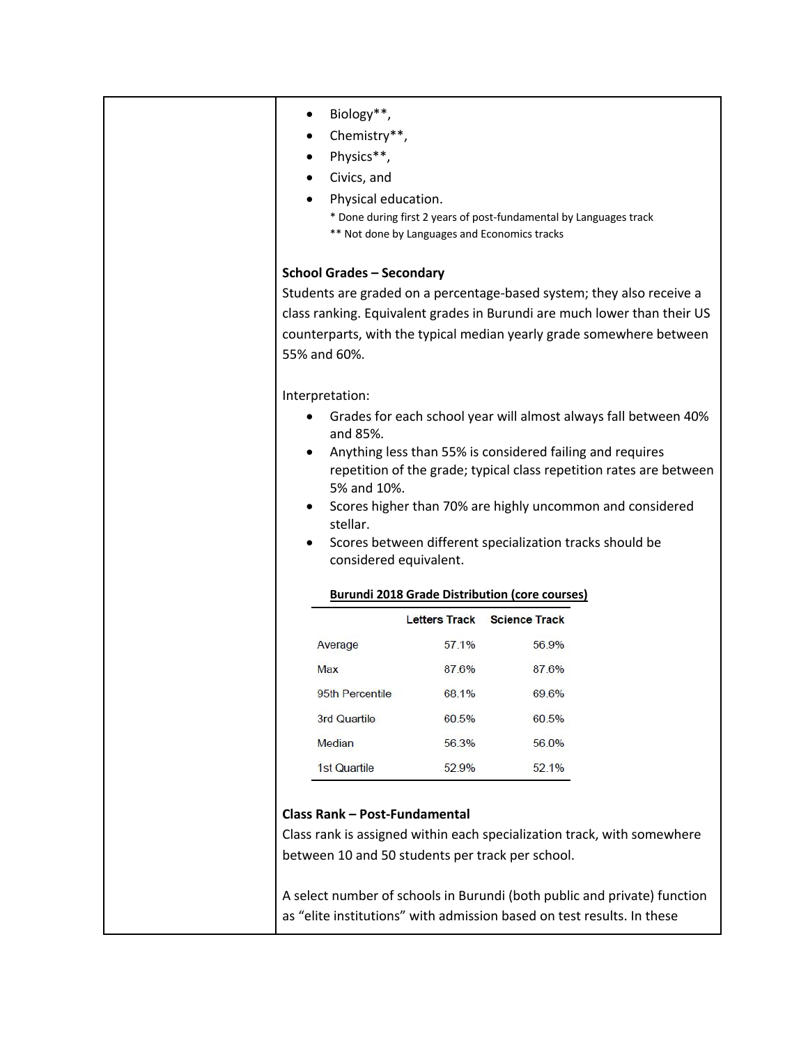- Biology**,
- Chemistry**,
- Physics**,
- Civics, and
- Physical education.

  * Done during first 2 years of post-fundamental by Languages track
  ** Not done by Languages and Economics tracks

**School Grades – Secondary**

Students are graded on a percentage-based system; they also receive a class ranking. Equivalent grades in Burundi are much lower than their US counterparts, with the typical median yearly grade somewhere between 55% and 60%.

Interpretation:

- Grades for each school year will almost always fall between 40% and 85%.
- Anything less than 55% is considered failing and requires repetition of the grade; typical class repetition rates are between 5% and 10%.
- Scores higher than 70% are highly uncommon and considered stellar.
- Scores between different specialization tracks should be considered equivalent.

**Burundi 2018 Grade Distribution (core courses)**

| | Letters Track | Science Track |
|---|---|---|
| Average | 57.1% | 56.9% |
| Max | 87.6% | 87.6% |
| 95th Percentile | 68.1% | 69.6% |
| 3rd Quartile | 60.5% | 60.5% |
| Median | 56.3% | 56.0% |
| 1st Quartile | 52.9% | 52.1% |

**Class Rank – Post-Fundamental**

Class rank is assigned within each specialization track, with somewhere between 10 and 50 students per track per school.

A select number of schools in Burundi (both public and private) function as "elite institutions" with admission based on test results. In these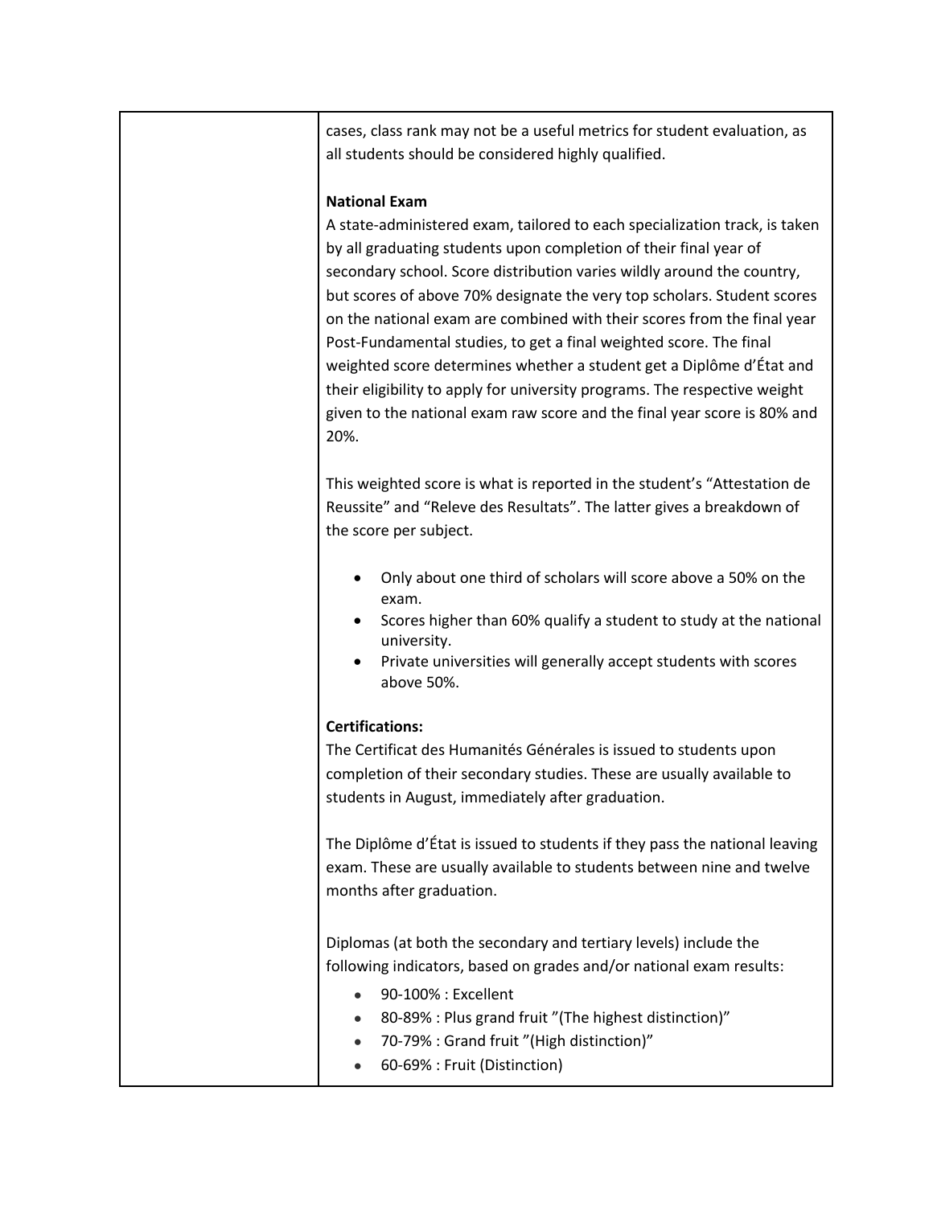| | |
|---|---|
| | cases, class rank may not be a useful metrics for student evaluation, as all students should be considered highly qualified.<br><br>**National Exam**<br>A state-administered exam, tailored to each specialization track, is taken by all graduating students upon completion of their final year of secondary school. Score distribution varies wildly around the country, but scores of above 70% designate the very top scholars. Student scores on the national exam are combined with their scores from the final year Post-Fundamental studies, to get a final weighted score. The final weighted score determines whether a student get a Diplôme d'État and their eligibility to apply for university programs. The respective weight given to the national exam raw score and the final year score is 80% and 20%.<br><br>This weighted score is what is reported in the student's "Attestation de Reussite" and "Releve des Resultats". The latter gives a breakdown of the score per subject.<br><br>• Only about one third of scholars will score above a 50% on the exam.<br>• Scores higher than 60% qualify a student to study at the national university.<br>• Private universities will generally accept students with scores above 50%.<br><br>**Certifications:**<br>The Certificat des Humanités Générales is issued to students upon completion of their secondary studies. These are usually available to students in August, immediately after graduation.<br><br>The Diplôme d'État is issued to students if they pass the national leaving exam. These are usually available to students between nine and twelve months after graduation.<br><br>Diplomas (at both the secondary and tertiary levels) include the following indicators, based on grades and/or national exam results:<br>• 90-100% : Excellent<br>• 80-89% : Plus grand fruit "(The highest distinction)"<br>• 70-79% : Grand fruit "(High distinction)"<br>• 60-69% : Fruit (Distinction) |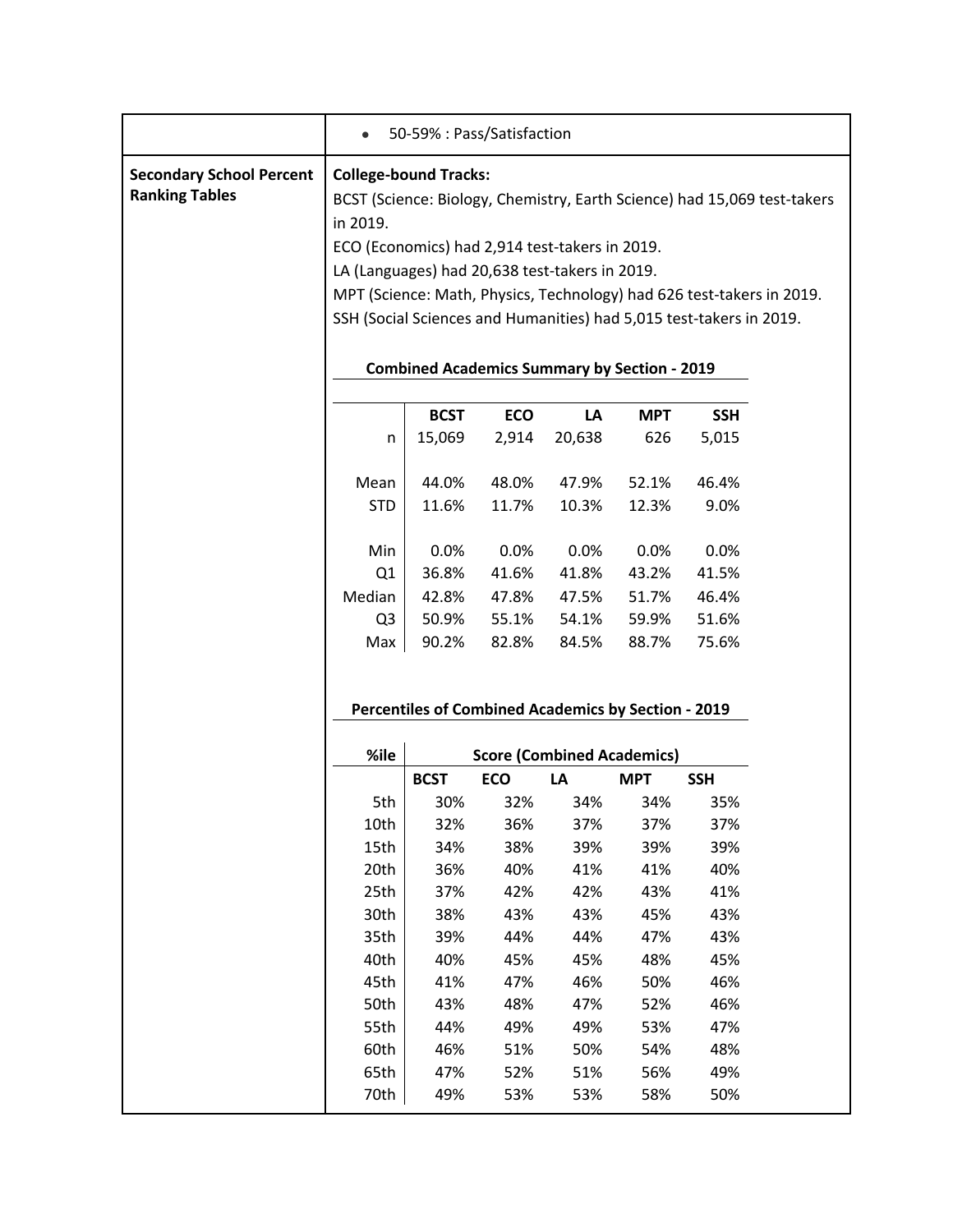| | |
|---|---|
| | • 50-59% : Pass/Satisfaction |
| **Secondary School Percent Ranking Tables** | **College-bound Tracks:** BCST (Science: Biology, Chemistry, Earth Science) had 15,069 test-takers in 2019. ECO (Economics) had 2,914 test-takers in 2019. LA (Languages) had 20,638 test-takers in 2019. MPT (Science: Math, Physics, Technology) had 626 test-takers in 2019. SSH (Social Sciences and Humanities) had 5,015 test-takers in 2019. |

**Combined Academics Summary by Section - 2019**

| | BCST | ECO | LA | MPT | SSH |
|---|---|---|---|---|---|
| n | 15,069 | 2,914 | 20,638 | 626 | 5,015 |
| Mean | 44.0% | 48.0% | 47.9% | 52.1% | 46.4% |
| STD | 11.6% | 11.7% | 10.3% | 12.3% | 9.0% |
| Min | 0.0% | 0.0% | 0.0% | 0.0% | 0.0% |
| Q1 | 36.8% | 41.6% | 41.8% | 43.2% | 41.5% |
| Median | 42.8% | 47.8% | 47.5% | 51.7% | 46.4% |
| Q3 | 50.9% | 55.1% | 54.1% | 59.9% | 51.6% |
| Max | 90.2% | 82.8% | 84.5% | 88.7% | 75.6% |

**Percentiles of Combined Academics by Section - 2019**

| %ile | Score (Combined Academics) | | | | |
|---|---|---|---|---|---|
| | BCST | ECO | LA | MPT | SSH |
| 5th | 30% | 32% | 34% | 34% | 35% |
| 10th | 32% | 36% | 37% | 37% | 37% |
| 15th | 34% | 38% | 39% | 39% | 39% |
| 20th | 36% | 40% | 41% | 41% | 40% |
| 25th | 37% | 42% | 42% | 43% | 41% |
| 30th | 38% | 43% | 43% | 45% | 43% |
| 35th | 39% | 44% | 44% | 47% | 43% |
| 40th | 40% | 45% | 45% | 48% | 45% |
| 45th | 41% | 47% | 46% | 50% | 46% |
| 50th | 43% | 48% | 47% | 52% | 46% |
| 55th | 44% | 49% | 49% | 53% | 47% |
| 60th | 46% | 51% | 50% | 54% | 48% |
| 65th | 47% | 52% | 51% | 56% | 49% |
| 70th | 49% | 53% | 53% | 58% | 50% |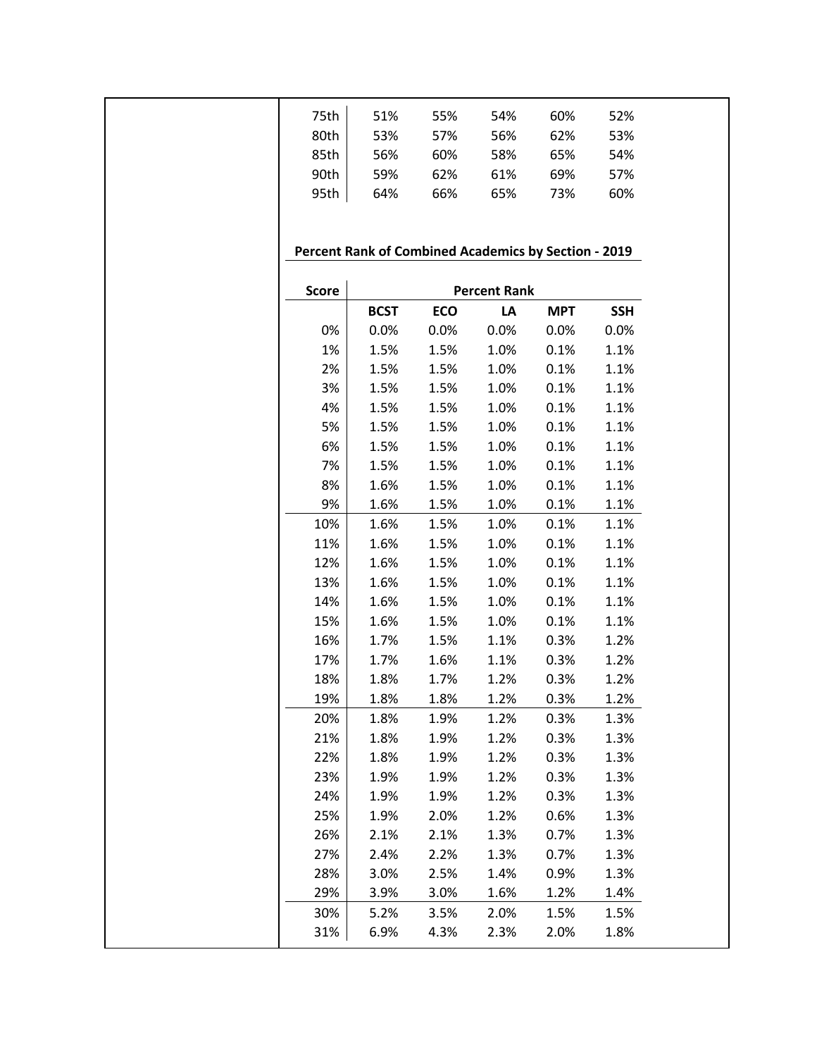| | | | | | |
|---|---|---|---|---|---|
| 75th | 51% | 55% | 54% | 60% | 52% |
| 80th | 53% | 57% | 56% | 62% | 53% |
| 85th | 56% | 60% | 58% | 65% | 54% |
| 90th | 59% | 62% | 61% | 69% | 57% |
| 95th | 64% | 66% | 65% | 73% | 60% |

**Percent Rank of Combined Academics by Section - 2019**

| Score | Percent Rank | | | | |
|---|---|---|---|---|---|
| | BCST | ECO | LA | MPT | SSH |
| 0% | 0.0% | 0.0% | 0.0% | 0.0% | 0.0% |
| 1% | 1.5% | 1.5% | 1.0% | 0.1% | 1.1% |
| 2% | 1.5% | 1.5% | 1.0% | 0.1% | 1.1% |
| 3% | 1.5% | 1.5% | 1.0% | 0.1% | 1.1% |
| 4% | 1.5% | 1.5% | 1.0% | 0.1% | 1.1% |
| 5% | 1.5% | 1.5% | 1.0% | 0.1% | 1.1% |
| 6% | 1.5% | 1.5% | 1.0% | 0.1% | 1.1% |
| 7% | 1.5% | 1.5% | 1.0% | 0.1% | 1.1% |
| 8% | 1.6% | 1.5% | 1.0% | 0.1% | 1.1% |
| 9% | 1.6% | 1.5% | 1.0% | 0.1% | 1.1% |
| 10% | 1.6% | 1.5% | 1.0% | 0.1% | 1.1% |
| 11% | 1.6% | 1.5% | 1.0% | 0.1% | 1.1% |
| 12% | 1.6% | 1.5% | 1.0% | 0.1% | 1.1% |
| 13% | 1.6% | 1.5% | 1.0% | 0.1% | 1.1% |
| 14% | 1.6% | 1.5% | 1.0% | 0.1% | 1.1% |
| 15% | 1.6% | 1.5% | 1.0% | 0.1% | 1.1% |
| 16% | 1.7% | 1.5% | 1.1% | 0.3% | 1.2% |
| 17% | 1.7% | 1.6% | 1.1% | 0.3% | 1.2% |
| 18% | 1.8% | 1.7% | 1.2% | 0.3% | 1.2% |
| 19% | 1.8% | 1.8% | 1.2% | 0.3% | 1.2% |
| 20% | 1.8% | 1.9% | 1.2% | 0.3% | 1.3% |
| 21% | 1.8% | 1.9% | 1.2% | 0.3% | 1.3% |
| 22% | 1.8% | 1.9% | 1.2% | 0.3% | 1.3% |
| 23% | 1.9% | 1.9% | 1.2% | 0.3% | 1.3% |
| 24% | 1.9% | 1.9% | 1.2% | 0.3% | 1.3% |
| 25% | 1.9% | 2.0% | 1.2% | 0.6% | 1.3% |
| 26% | 2.1% | 2.1% | 1.3% | 0.7% | 1.3% |
| 27% | 2.4% | 2.2% | 1.3% | 0.7% | 1.3% |
| 28% | 3.0% | 2.5% | 1.4% | 0.9% | 1.3% |
| 29% | 3.9% | 3.0% | 1.6% | 1.2% | 1.4% |
| 30% | 5.2% | 3.5% | 2.0% | 1.5% | 1.5% |
| 31% | 6.9% | 4.3% | 2.3% | 2.0% | 1.8% |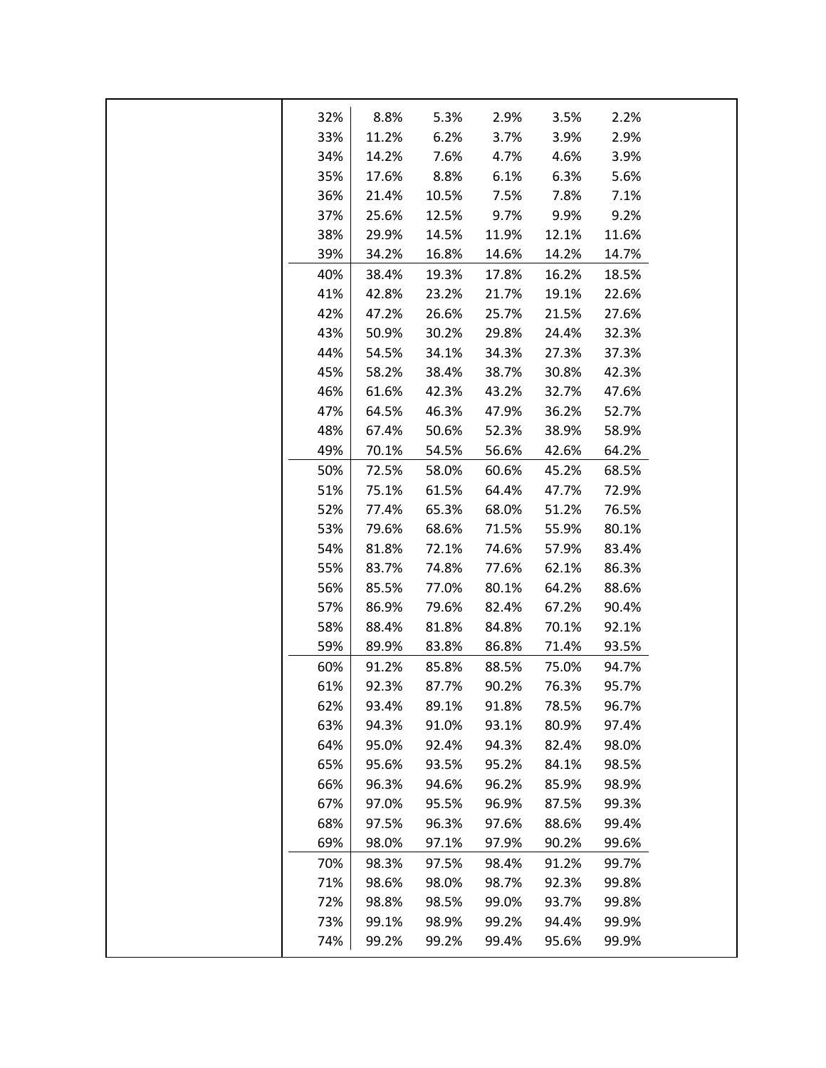| | | | | | |
|---|---|---|---|---|---|
| 32% | 8.8% | 5.3% | 2.9% | 3.5% | 2.2% |
| 33% | 11.2% | 6.2% | 3.7% | 3.9% | 2.9% |
| 34% | 14.2% | 7.6% | 4.7% | 4.6% | 3.9% |
| 35% | 17.6% | 8.8% | 6.1% | 6.3% | 5.6% |
| 36% | 21.4% | 10.5% | 7.5% | 7.8% | 7.1% |
| 37% | 25.6% | 12.5% | 9.7% | 9.9% | 9.2% |
| 38% | 29.9% | 14.5% | 11.9% | 12.1% | 11.6% |
| 39% | 34.2% | 16.8% | 14.6% | 14.2% | 14.7% |
| 40% | 38.4% | 19.3% | 17.8% | 16.2% | 18.5% |
| 41% | 42.8% | 23.2% | 21.7% | 19.1% | 22.6% |
| 42% | 47.2% | 26.6% | 25.7% | 21.5% | 27.6% |
| 43% | 50.9% | 30.2% | 29.8% | 24.4% | 32.3% |
| 44% | 54.5% | 34.1% | 34.3% | 27.3% | 37.3% |
| 45% | 58.2% | 38.4% | 38.7% | 30.8% | 42.3% |
| 46% | 61.6% | 42.3% | 43.2% | 32.7% | 47.6% |
| 47% | 64.5% | 46.3% | 47.9% | 36.2% | 52.7% |
| 48% | 67.4% | 50.6% | 52.3% | 38.9% | 58.9% |
| 49% | 70.1% | 54.5% | 56.6% | 42.6% | 64.2% |
| 50% | 72.5% | 58.0% | 60.6% | 45.2% | 68.5% |
| 51% | 75.1% | 61.5% | 64.4% | 47.7% | 72.9% |
| 52% | 77.4% | 65.3% | 68.0% | 51.2% | 76.5% |
| 53% | 79.6% | 68.6% | 71.5% | 55.9% | 80.1% |
| 54% | 81.8% | 72.1% | 74.6% | 57.9% | 83.4% |
| 55% | 83.7% | 74.8% | 77.6% | 62.1% | 86.3% |
| 56% | 85.5% | 77.0% | 80.1% | 64.2% | 88.6% |
| 57% | 86.9% | 79.6% | 82.4% | 67.2% | 90.4% |
| 58% | 88.4% | 81.8% | 84.8% | 70.1% | 92.1% |
| 59% | 89.9% | 83.8% | 86.8% | 71.4% | 93.5% |
| 60% | 91.2% | 85.8% | 88.5% | 75.0% | 94.7% |
| 61% | 92.3% | 87.7% | 90.2% | 76.3% | 95.7% |
| 62% | 93.4% | 89.1% | 91.8% | 78.5% | 96.7% |
| 63% | 94.3% | 91.0% | 93.1% | 80.9% | 97.4% |
| 64% | 95.0% | 92.4% | 94.3% | 82.4% | 98.0% |
| 65% | 95.6% | 93.5% | 95.2% | 84.1% | 98.5% |
| 66% | 96.3% | 94.6% | 96.2% | 85.9% | 98.9% |
| 67% | 97.0% | 95.5% | 96.9% | 87.5% | 99.3% |
| 68% | 97.5% | 96.3% | 97.6% | 88.6% | 99.4% |
| 69% | 98.0% | 97.1% | 97.9% | 90.2% | 99.6% |
| 70% | 98.3% | 97.5% | 98.4% | 91.2% | 99.7% |
| 71% | 98.6% | 98.0% | 98.7% | 92.3% | 99.8% |
| 72% | 98.8% | 98.5% | 99.0% | 93.7% | 99.8% |
| 73% | 99.1% | 98.9% | 99.2% | 94.4% | 99.9% |
| 74% | 99.2% | 99.2% | 99.4% | 95.6% | 99.9% |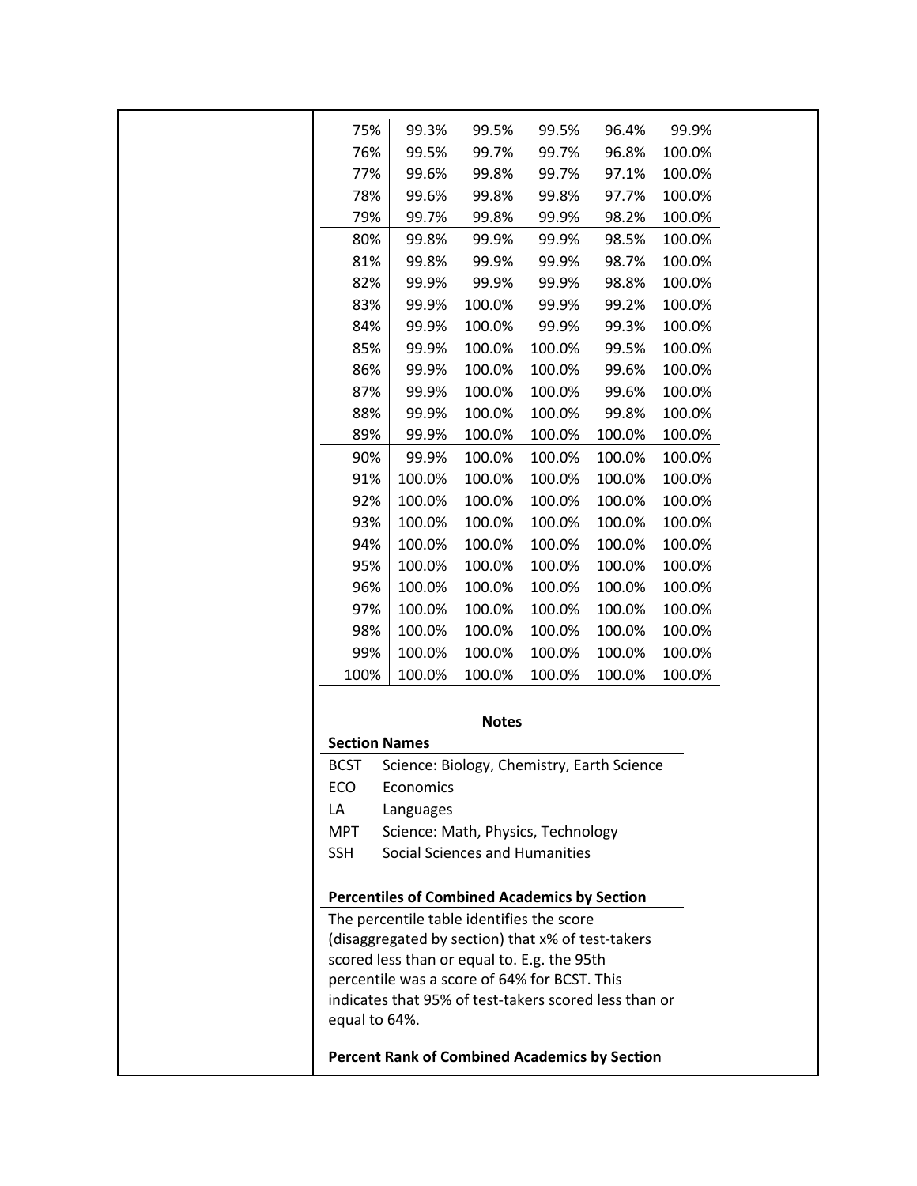| | | | | | |
|---|---|---|---|---|---|
| 75% | 99.3% | 99.5% | 99.5% | 96.4% | 99.9% |
| 76% | 99.5% | 99.7% | 99.7% | 96.8% | 100.0% |
| 77% | 99.6% | 99.8% | 99.7% | 97.1% | 100.0% |
| 78% | 99.6% | 99.8% | 99.8% | 97.7% | 100.0% |
| 79% | 99.7% | 99.8% | 99.9% | 98.2% | 100.0% |
| 80% | 99.8% | 99.9% | 99.9% | 98.5% | 100.0% |
| 81% | 99.8% | 99.9% | 99.9% | 98.7% | 100.0% |
| 82% | 99.9% | 99.9% | 99.9% | 98.8% | 100.0% |
| 83% | 99.9% | 100.0% | 99.9% | 99.2% | 100.0% |
| 84% | 99.9% | 100.0% | 99.9% | 99.3% | 100.0% |
| 85% | 99.9% | 100.0% | 100.0% | 99.5% | 100.0% |
| 86% | 99.9% | 100.0% | 100.0% | 99.6% | 100.0% |
| 87% | 99.9% | 100.0% | 100.0% | 99.6% | 100.0% |
| 88% | 99.9% | 100.0% | 100.0% | 99.8% | 100.0% |
| 89% | 99.9% | 100.0% | 100.0% | 100.0% | 100.0% |
| 90% | 99.9% | 100.0% | 100.0% | 100.0% | 100.0% |
| 91% | 100.0% | 100.0% | 100.0% | 100.0% | 100.0% |
| 92% | 100.0% | 100.0% | 100.0% | 100.0% | 100.0% |
| 93% | 100.0% | 100.0% | 100.0% | 100.0% | 100.0% |
| 94% | 100.0% | 100.0% | 100.0% | 100.0% | 100.0% |
| 95% | 100.0% | 100.0% | 100.0% | 100.0% | 100.0% |
| 96% | 100.0% | 100.0% | 100.0% | 100.0% | 100.0% |
| 97% | 100.0% | 100.0% | 100.0% | 100.0% | 100.0% |
| 98% | 100.0% | 100.0% | 100.0% | 100.0% | 100.0% |
| 99% | 100.0% | 100.0% | 100.0% | 100.0% | 100.0% |
| 100% | 100.0% | 100.0% | 100.0% | 100.0% | 100.0% |

**Notes**

**Section Names**

| | |
|---|---|
| BCST | Science: Biology, Chemistry, Earth Science |
| ECO | Economics |
| LA | Languages |
| MPT | Science: Math, Physics, Technology |
| SSH | Social Sciences and Humanities |

**Percentiles of Combined Academics by Section**

The percentile table identifies the score (disaggregated by section) that x% of test-takers scored less than or equal to. E.g. the 95th percentile was a score of 64% for BCST. This indicates that 95% of test-takers scored less than or equal to 64%.

**Percent Rank of Combined Academics by Section**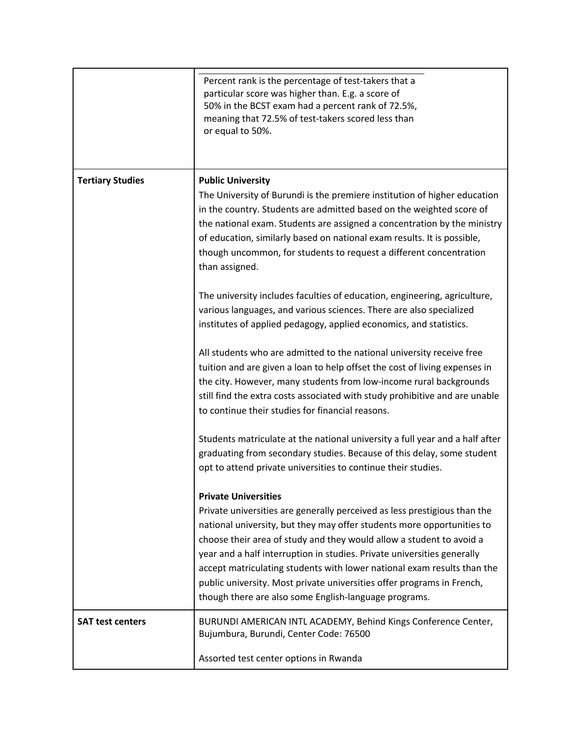| | |
|---|---|
| | Percent rank is the percentage of test-takers that a particular score was higher than. E.g. a score of 50% in the BCST exam had a percent rank of 72.5%, meaning that 72.5% of test-takers scored less than or equal to 50%. |
| **Tertiary Studies** | **Public University**<br>The University of Burundi is the premiere institution of higher education in the country. Students are admitted based on the weighted score of the national exam. Students are assigned a concentration by the ministry of education, similarly based on national exam results. It is possible, though uncommon, for students to request a different concentration than assigned.<br><br>The university includes faculties of education, engineering, agriculture, various languages, and various sciences. There are also specialized institutes of applied pedagogy, applied economics, and statistics.<br><br>All students who are admitted to the national university receive free tuition and are given a loan to help offset the cost of living expenses in the city. However, many students from low-income rural backgrounds still find the extra costs associated with study prohibitive and are unable to continue their studies for financial reasons.<br><br>Students matriculate at the national university a full year and a half after graduating from secondary studies. Because of this delay, some student opt to attend private universities to continue their studies.<br><br>**Private Universities**<br>Private universities are generally perceived as less prestigious than the national university, but they may offer students more opportunities to choose their area of study and they would allow a student to avoid a year and a half interruption in studies. Private universities generally accept matriculating students with lower national exam results than the public university. Most private universities offer programs in French, though there are also some English-language programs. |
| **SAT test centers** | BURUNDI AMERICAN INTL ACADEMY, Behind Kings Conference Center, Bujumbura, Burundi, Center Code: 76500<br><br>Assorted test center options in Rwanda |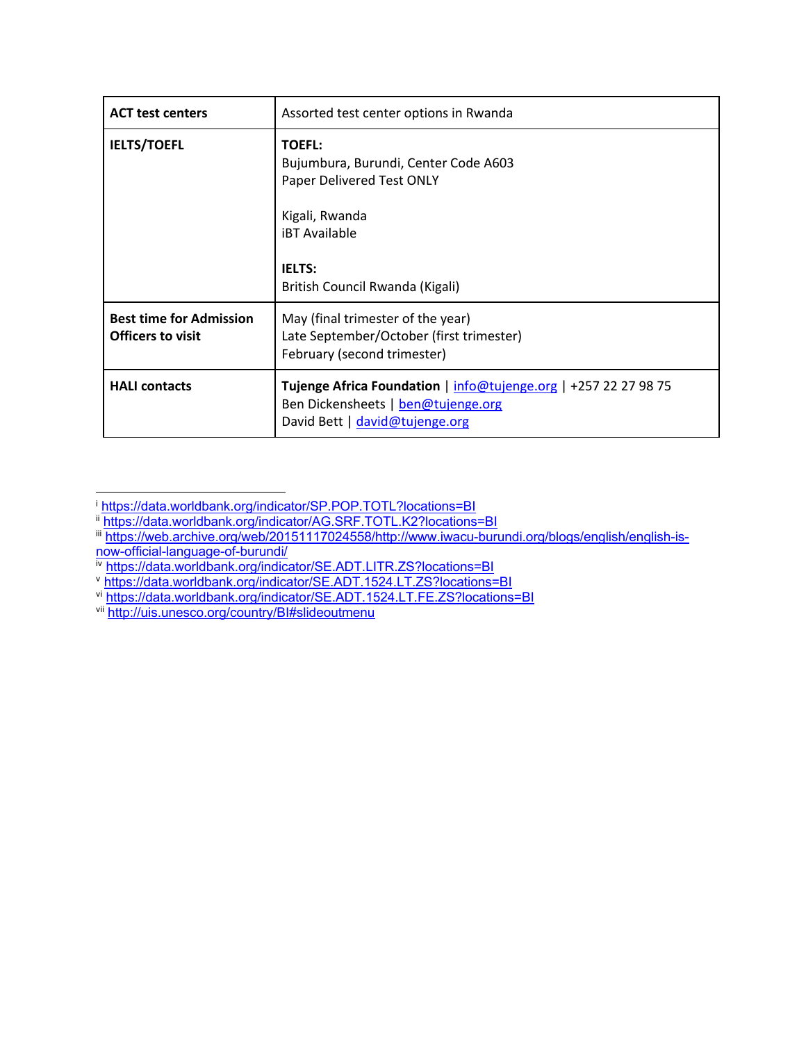| | |
|---|---|
| **ACT test centers** | Assorted test center options in Rwanda |
| **IELTS/TOEFL** | **TOEFL:**<br>Bujumbura, Burundi, Center Code A603<br>Paper Delivered Test ONLY<br><br>Kigali, Rwanda<br>iBT Available<br><br>**IELTS:**<br>British Council Rwanda (Kigali) |
| **Best time for Admission Officers to visit** | May (final trimester of the year)<br>Late September/October (first trimester)<br>February (second trimester) |
| **HALI contacts** | **Tujenge Africa Foundation** \| info@tujenge.org \| +257 22 27 98 75<br>Ben Dickensheets \| ben@tujenge.org<br>David Bett \| david@tujenge.org |

---

[i] https://data.worldbank.org/indicator/SP.POP.TOTL?locations=BI

[ii] https://data.worldbank.org/indicator/AG.SRF.TOTL.K2?locations=BI

[iii] https://web.archive.org/web/20151117024558/http://www.iwacu-burundi.org/blogs/english/english-is-now-official-language-of-burundi/

[iv] https://data.worldbank.org/indicator/SE.ADT.LITR.ZS?locations=BI

[v] https://data.worldbank.org/indicator/SE.ADT.1524.LT.ZS?locations=BI

[vi] https://data.worldbank.org/indicator/SE.ADT.1524.LT.FE.ZS?locations=BI

[vii] http://uis.unesco.org/country/BI#slideoutmenu